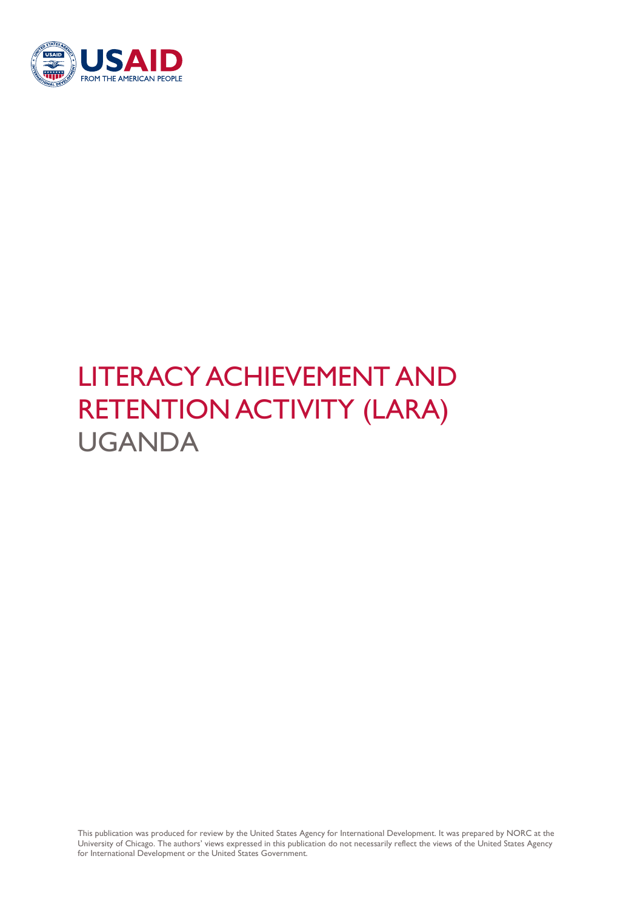# LITERACY ACHIEVEMENT AND RETENTION ACTIVITY (LARA) UGANDA

This publication was produced for review by the United States Agency for International Development. It was prepared by NORC at the University of Chicago. The authors' views expressed in this publication do not necessarily reflect the views of the United States Agency for International Development or the United States Government.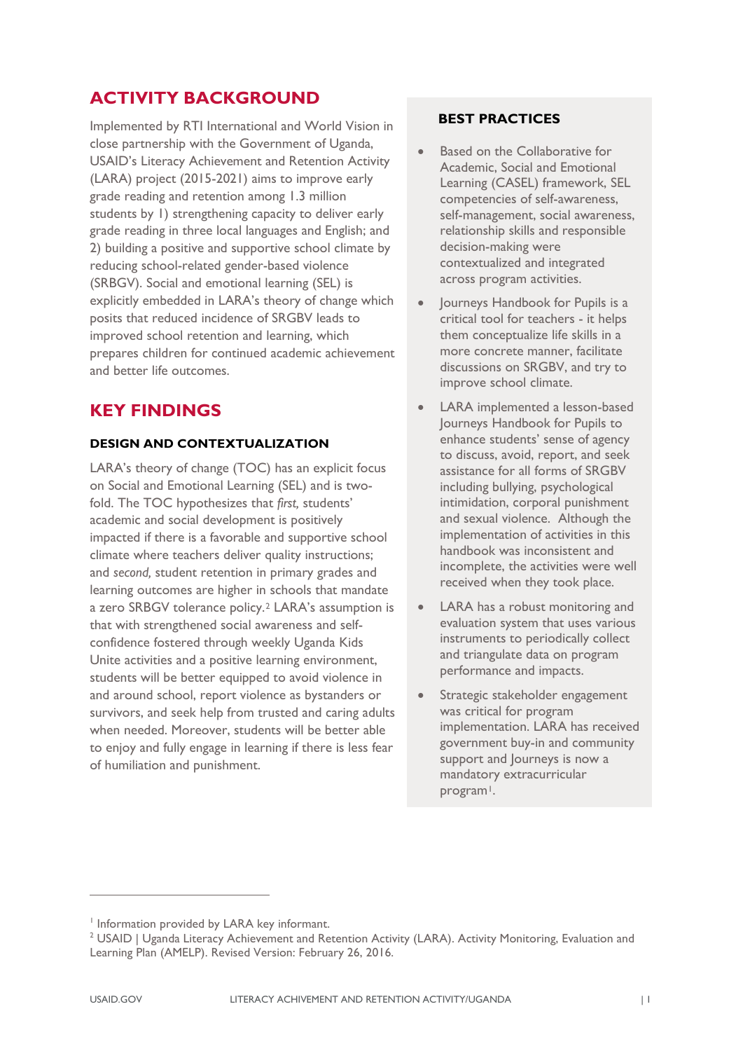## ACTIVITY BACKGROUND

Implemented by RTI International and World Vision in close partnership with the Government of Uganda, USAID's Literacy Achievement and Retention Activity (LARA) project (2015-2021) aims to improve early grade reading and retention among 1.3 million students by 1) strengthening capacity to deliver early grade reading in three local languages and English; and 2) building a positive and supportive school climate by reducing school-related gender-based violence (SRBGV). Social and emotional learning (SEL) is explicitly embedded in LARA's theory of change which posits that reduced incidence of SRGBV leads to improved school retention and learning, which prepares children for continued academic achievement and better life outcomes.

## KEY FINDINGS

### DESIGN AND CONTEXTUALIZATION

LARA's theory of change (TOC) has an explicit focus on Social and Emotional Learning (SEL) and is two-fold. The TOC hypothesizes that *first,* students' academic and social development is positively impacted if there is a favorable and supportive school climate where teachers deliver quality instructions; and *second,* student retention in primary grades and learning outcomes are higher in schools that mandate a zero SRBGV tolerance policy.[2] LARA's assumption is that with strengthened social awareness and self-confidence fostered through weekly Uganda Kids Unite activities and a positive learning environment, students will be better equipped to avoid violence in and around school, report violence as bystanders or survivors, and seek help from trusted and caring adults when needed. Moreover, students will be better able to enjoy and fully engage in learning if there is less fear of humiliation and punishment.

### BEST PRACTICES

- Based on the Collaborative for Academic, Social and Emotional Learning (CASEL) framework, SEL competencies of self-awareness, self-management, social awareness, relationship skills and responsible decision-making were contextualized and integrated across program activities.
- Journeys Handbook for Pupils is a critical tool for teachers - it helps them conceptualize life skills in a more concrete manner, facilitate discussions on SRGBV, and try to improve school climate.
- LARA implemented a lesson-based Journeys Handbook for Pupils to enhance students' sense of agency to discuss, avoid, report, and seek assistance for all forms of SRGBV including bullying, psychological intimidation, corporal punishment and sexual violence. Although the implementation of activities in this handbook was inconsistent and incomplete, the activities were well received when they took place.
- LARA has a robust monitoring and evaluation system that uses various instruments to periodically collect and triangulate data on program performance and impacts.
- Strategic stakeholder engagement was critical for program implementation. LARA has received government buy-in and community support and Journeys is now a mandatory extracurricular program[1].

---

[1] Information provided by LARA key informant.

[2] USAID | Uganda Literacy Achievement and Retention Activity (LARA). Activity Monitoring, Evaluation and Learning Plan (AMELP). Revised Version: February 26, 2016.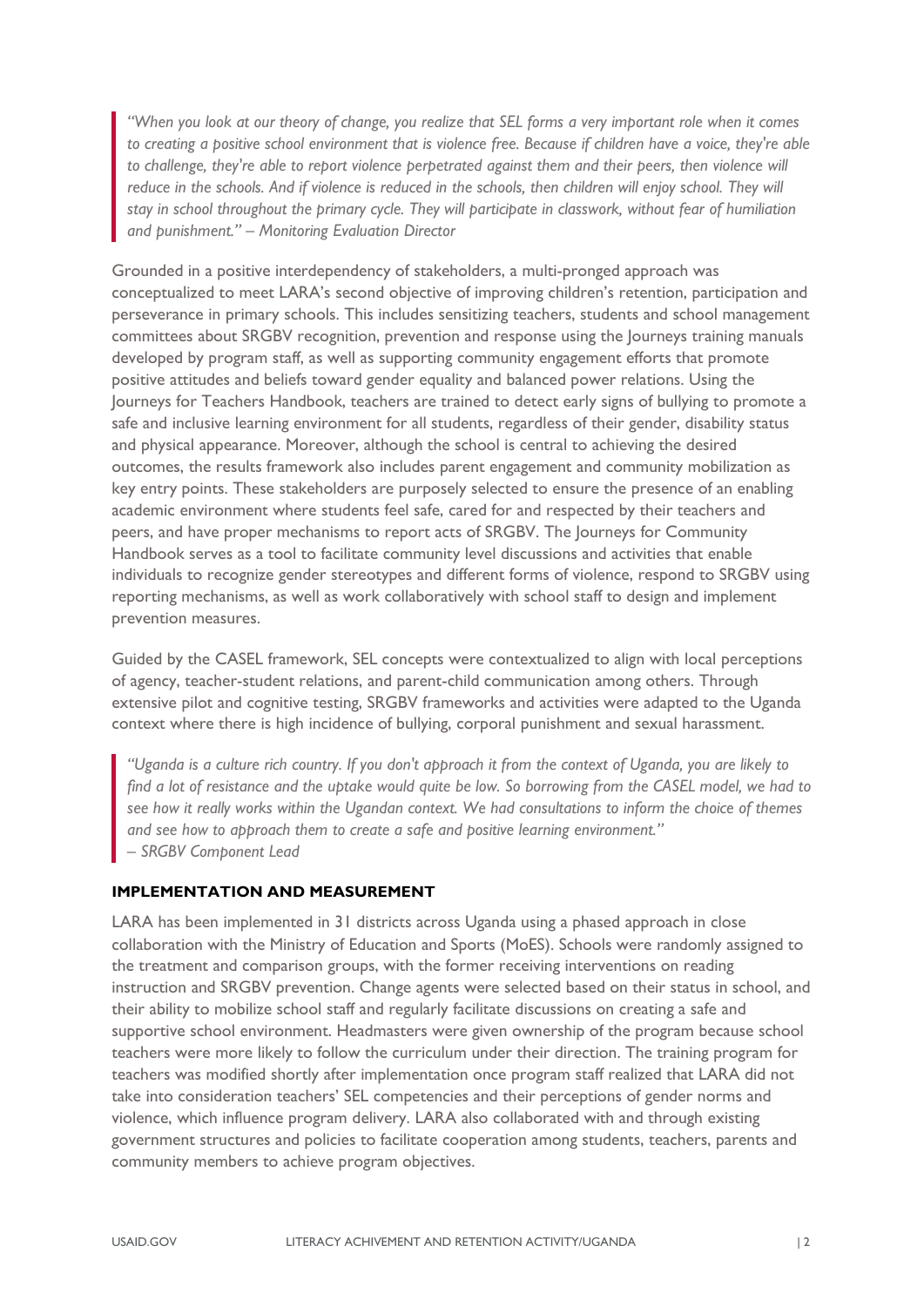> *"When you look at our theory of change, you realize that SEL forms a very important role when it comes to creating a positive school environment that is violence free. Because if children have a voice, they're able to challenge, they're able to report violence perpetrated against them and their peers, then violence will reduce in the schools. And if violence is reduced in the schools, then children will enjoy school. They will stay in school throughout the primary cycle. They will participate in classwork, without fear of humiliation and punishment." – Monitoring Evaluation Director*

Grounded in a positive interdependency of stakeholders, a multi-pronged approach was conceptualized to meet LARA's second objective of improving children's retention, participation and perseverance in primary schools. This includes sensitizing teachers, students and school management committees about SRGBV recognition, prevention and response using the Journeys training manuals developed by program staff, as well as supporting community engagement efforts that promote positive attitudes and beliefs toward gender equality and balanced power relations. Using the Journeys for Teachers Handbook, teachers are trained to detect early signs of bullying to promote a safe and inclusive learning environment for all students, regardless of their gender, disability status and physical appearance. Moreover, although the school is central to achieving the desired outcomes, the results framework also includes parent engagement and community mobilization as key entry points. These stakeholders are purposely selected to ensure the presence of an enabling academic environment where students feel safe, cared for and respected by their teachers and peers, and have proper mechanisms to report acts of SRGBV. The Journeys for Community Handbook serves as a tool to facilitate community level discussions and activities that enable individuals to recognize gender stereotypes and different forms of violence, respond to SRGBV using reporting mechanisms, as well as work collaboratively with school staff to design and implement prevention measures.

Guided by the CASEL framework, SEL concepts were contextualized to align with local perceptions of agency, teacher-student relations, and parent-child communication among others. Through extensive pilot and cognitive testing, SRGBV frameworks and activities were adapted to the Uganda context where there is high incidence of bullying, corporal punishment and sexual harassment.

> *"Uganda is a culture rich country. If you don't approach it from the context of Uganda, you are likely to find a lot of resistance and the uptake would quite be low. So borrowing from the CASEL model, we had to see how it really works within the Ugandan context. We had consultations to inform the choice of themes and see how to approach them to create a safe and positive learning environment."*
> *– SRGBV Component Lead*

**IMPLEMENTATION AND MEASUREMENT**

LARA has been implemented in 31 districts across Uganda using a phased approach in close collaboration with the Ministry of Education and Sports (MoES). Schools were randomly assigned to the treatment and comparison groups, with the former receiving interventions on reading instruction and SRGBV prevention. Change agents were selected based on their status in school, and their ability to mobilize school staff and regularly facilitate discussions on creating a safe and supportive school environment. Headmasters were given ownership of the program because school teachers were more likely to follow the curriculum under their direction. The training program for teachers was modified shortly after implementation once program staff realized that LARA did not take into consideration teachers' SEL competencies and their perceptions of gender norms and violence, which influence program delivery. LARA also collaborated with and through existing government structures and policies to facilitate cooperation among students, teachers, parents and community members to achieve program objectives.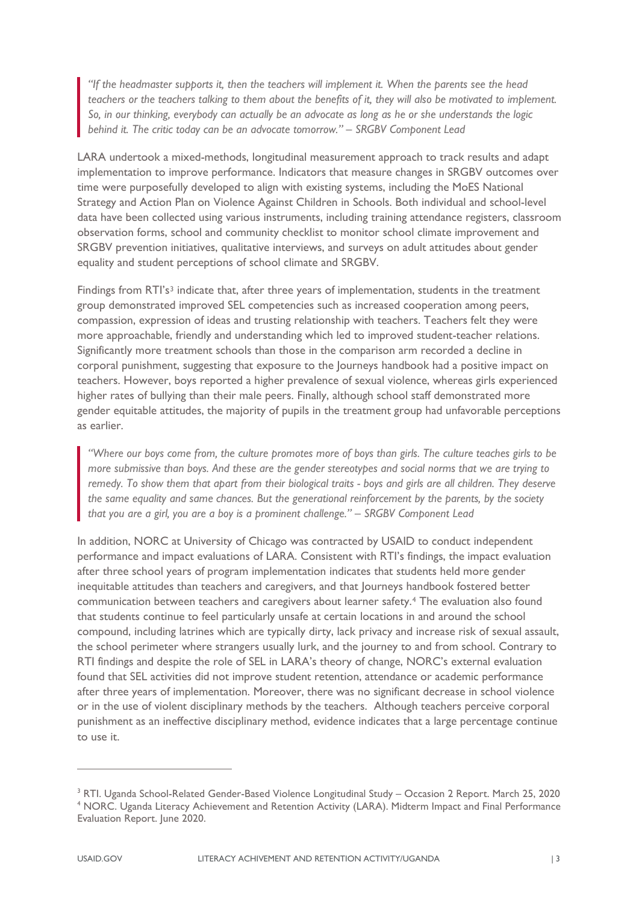> *"If the headmaster supports it, then the teachers will implement it. When the parents see the head teachers or the teachers talking to them about the benefits of it, they will also be motivated to implement. So, in our thinking, everybody can actually be an advocate as long as he or she understands the logic behind it. The critic today can be an advocate tomorrow." – SRGBV Component Lead*

LARA undertook a mixed-methods, longitudinal measurement approach to track results and adapt implementation to improve performance. Indicators that measure changes in SRGBV outcomes over time were purposefully developed to align with existing systems, including the MoES National Strategy and Action Plan on Violence Against Children in Schools. Both individual and school-level data have been collected using various instruments, including training attendance registers, classroom observation forms, school and community checklist to monitor school climate improvement and SRGBV prevention initiatives, qualitative interviews, and surveys on adult attitudes about gender equality and student perceptions of school climate and SRGBV.

Findings from RTI's[3] indicate that, after three years of implementation, students in the treatment group demonstrated improved SEL competencies such as increased cooperation among peers, compassion, expression of ideas and trusting relationship with teachers. Teachers felt they were more approachable, friendly and understanding which led to improved student-teacher relations. Significantly more treatment schools than those in the comparison arm recorded a decline in corporal punishment, suggesting that exposure to the Journeys handbook had a positive impact on teachers. However, boys reported a higher prevalence of sexual violence, whereas girls experienced higher rates of bullying than their male peers. Finally, although school staff demonstrated more gender equitable attitudes, the majority of pupils in the treatment group had unfavorable perceptions as earlier.

> *"Where our boys come from, the culture promotes more of boys than girls. The culture teaches girls to be more submissive than boys. And these are the gender stereotypes and social norms that we are trying to remedy. To show them that apart from their biological traits - boys and girls are all children. They deserve the same equality and same chances. But the generational reinforcement by the parents, by the society that you are a girl, you are a boy is a prominent challenge." – SRGBV Component Lead*

In addition, NORC at University of Chicago was contracted by USAID to conduct independent performance and impact evaluations of LARA. Consistent with RTI's findings, the impact evaluation after three school years of program implementation indicates that students held more gender inequitable attitudes than teachers and caregivers, and that Journeys handbook fostered better communication between teachers and caregivers about learner safety.[4] The evaluation also found that students continue to feel particularly unsafe at certain locations in and around the school compound, including latrines which are typically dirty, lack privacy and increase risk of sexual assault, the school perimeter where strangers usually lurk, and the journey to and from school. Contrary to RTI findings and despite the role of SEL in LARA's theory of change, NORC's external evaluation found that SEL activities did not improve student retention, attendance or academic performance after three years of implementation. Moreover, there was no significant decrease in school violence or in the use of violent disciplinary methods by the teachers. Although teachers perceive corporal punishment as an ineffective disciplinary method, evidence indicates that a large percentage continue to use it.

---

[3] RTI. Uganda School-Related Gender-Based Violence Longitudinal Study – Occasion 2 Report. March 25, 2020

[4] NORC. Uganda Literacy Achievement and Retention Activity (LARA). Midterm Impact and Final Performance Evaluation Report. June 2020.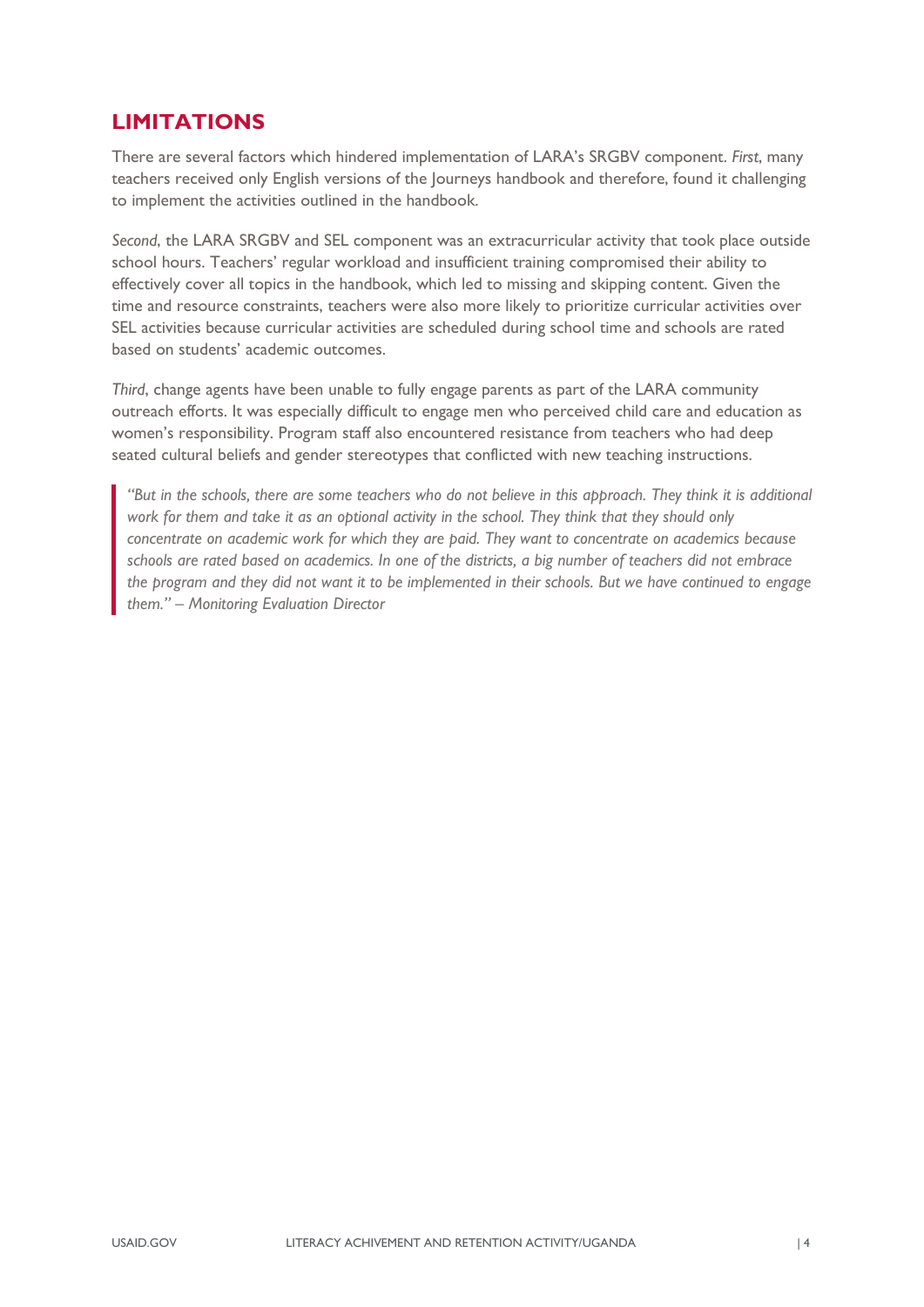## LIMITATIONS

There are several factors which hindered implementation of LARA's SRGBV component. *First*, many teachers received only English versions of the Journeys handbook and therefore, found it challenging to implement the activities outlined in the handbook.

*Second*, the LARA SRGBV and SEL component was an extracurricular activity that took place outside school hours. Teachers' regular workload and insufficient training compromised their ability to effectively cover all topics in the handbook, which led to missing and skipping content. Given the time and resource constraints, teachers were also more likely to prioritize curricular activities over SEL activities because curricular activities are scheduled during school time and schools are rated based on students' academic outcomes.

*Third*, change agents have been unable to fully engage parents as part of the LARA community outreach efforts. It was especially difficult to engage men who perceived child care and education as women's responsibility. Program staff also encountered resistance from teachers who had deep seated cultural beliefs and gender stereotypes that conflicted with new teaching instructions.

> *"But in the schools, there are some teachers who do not believe in this approach. They think it is additional work for them and take it as an optional activity in the school. They think that they should only concentrate on academic work for which they are paid. They want to concentrate on academics because schools are rated based on academics. In one of the districts, a big number of teachers did not embrace the program and they did not want it to be implemented in their schools. But we have continued to engage them." – Monitoring Evaluation Director*